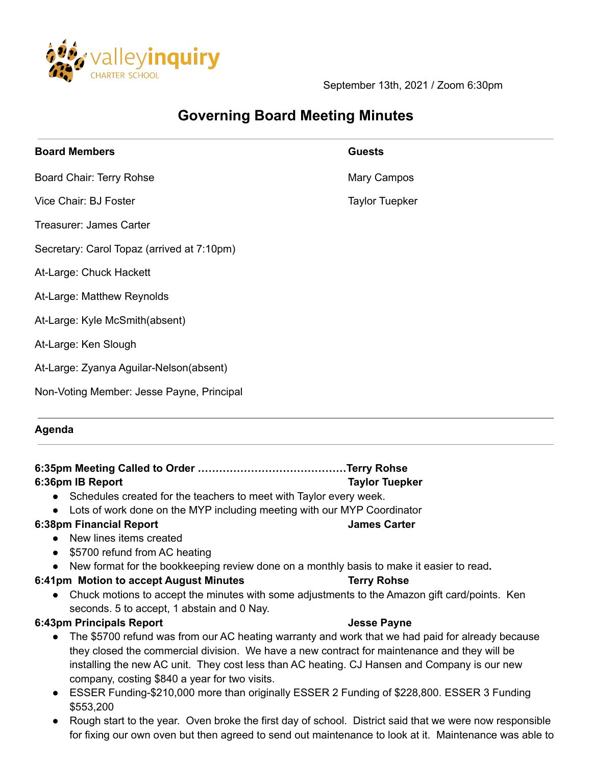valleyinquiry
CHARTER SCHOOL

September 13th, 2021 / Zoom 6:30pm

# Governing Board Meeting Minutes

**Board Members**

Board Chair: Terry Rohse

Vice Chair: BJ Foster

Treasurer: James Carter

Secretary: Carol Topaz (arrived at 7:10pm)

At-Large: Chuck Hackett

At-Large: Matthew Reynolds

At-Large: Kyle McSmith(absent)

At-Large: Ken Slough

At-Large: Zyanya Aguilar-Nelson(absent)

Non-Voting Member: Jesse Payne, Principal

**Guests**

Mary Campos

Taylor Tuepker

## Agenda

**6:35pm Meeting Called to Order ……………………………………Terry Rohse**

**6:36pm IB Report — Taylor Tuepker**

- Schedules created for the teachers to meet with Taylor every week.
- Lots of work done on the MYP including meeting with our MYP Coordinator

**6:38pm Financial Report — James Carter**

- New lines items created
- $5700 refund from AC heating
- New format for the bookkeeping review done on a monthly basis to make it easier to read.

**6:41pm Motion to accept August Minutes — Terry Rohse**

- Chuck motions to accept the minutes with some adjustments to the Amazon gift card/points. Ken seconds. 5 to accept, 1 abstain and 0 Nay.

**6:43pm Principals Report — Jesse Payne**

- The $5700 refund was from our AC heating warranty and work that we had paid for already because they closed the commercial division. We have a new contract for maintenance and they will be installing the new AC unit. They cost less than AC heating. CJ Hansen and Company is our new company, costing $840 a year for two visits.
- ESSER Funding-$210,000 more than originally ESSER 2 Funding of $228,800. ESSER 3 Funding $553,200
- Rough start to the year. Oven broke the first day of school. District said that we were now responsible for fixing our own oven but then agreed to send out maintenance to look at it. Maintenance was able to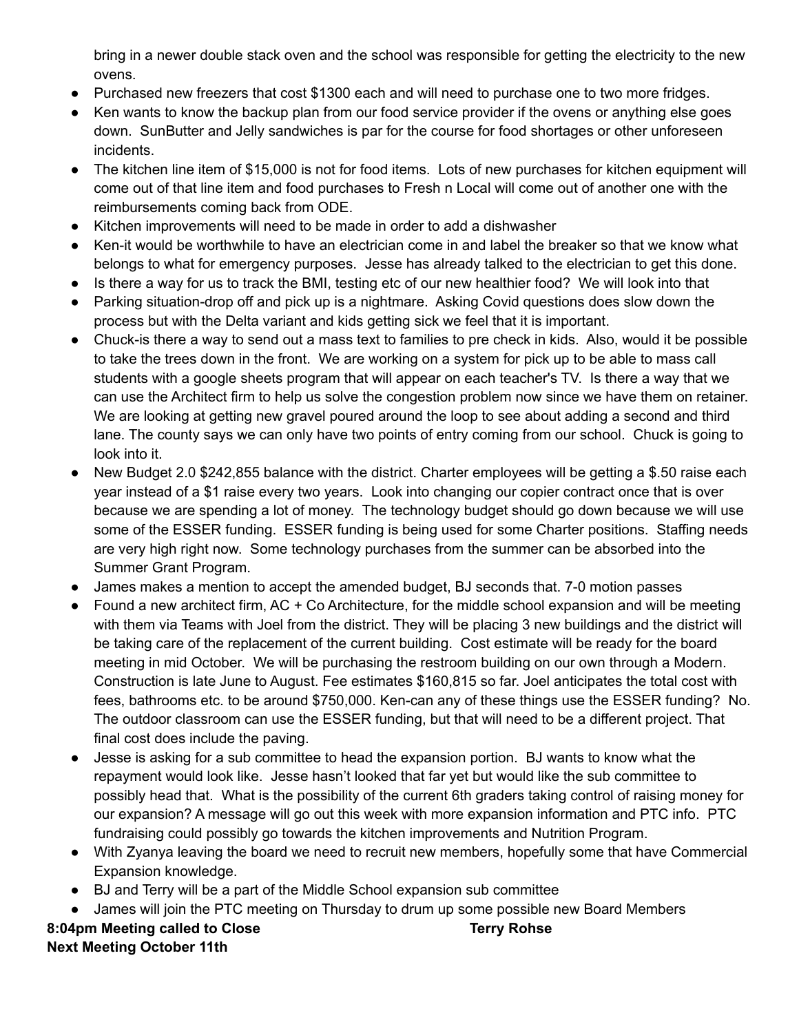bring in a newer double stack oven and the school was responsible for getting the electricity to the new ovens.

- Purchased new freezers that cost $1300 each and will need to purchase one to two more fridges.
- Ken wants to know the backup plan from our food service provider if the ovens or anything else goes down. SunButter and Jelly sandwiches is par for the course for food shortages or other unforeseen incidents.
- The kitchen line item of $15,000 is not for food items. Lots of new purchases for kitchen equipment will come out of that line item and food purchases to Fresh n Local will come out of another one with the reimbursements coming back from ODE.
- Kitchen improvements will need to be made in order to add a dishwasher
- Ken-it would be worthwhile to have an electrician come in and label the breaker so that we know what belongs to what for emergency purposes. Jesse has already talked to the electrician to get this done.
- Is there a way for us to track the BMI, testing etc of our new healthier food? We will look into that
- Parking situation-drop off and pick up is a nightmare. Asking Covid questions does slow down the process but with the Delta variant and kids getting sick we feel that it is important.
- Chuck-is there a way to send out a mass text to families to pre check in kids. Also, would it be possible to take the trees down in the front. We are working on a system for pick up to be able to mass call students with a google sheets program that will appear on each teacher's TV. Is there a way that we can use the Architect firm to help us solve the congestion problem now since we have them on retainer. We are looking at getting new gravel poured around the loop to see about adding a second and third lane. The county says we can only have two points of entry coming from our school. Chuck is going to look into it.
- New Budget 2.0 $242,855 balance with the district. Charter employees will be getting a $.50 raise each year instead of a $1 raise every two years. Look into changing our copier contract once that is over because we are spending a lot of money. The technology budget should go down because we will use some of the ESSER funding. ESSER funding is being used for some Charter positions. Staffing needs are very high right now. Some technology purchases from the summer can be absorbed into the Summer Grant Program.
- James makes a mention to accept the amended budget, BJ seconds that. 7-0 motion passes
- Found a new architect firm, AC + Co Architecture, for the middle school expansion and will be meeting with them via Teams with Joel from the district. They will be placing 3 new buildings and the district will be taking care of the replacement of the current building. Cost estimate will be ready for the board meeting in mid October. We will be purchasing the restroom building on our own through a Modern. Construction is late June to August. Fee estimates $160,815 so far. Joel anticipates the total cost with fees, bathrooms etc. to be around $750,000. Ken-can any of these things use the ESSER funding? No. The outdoor classroom can use the ESSER funding, but that will need to be a different project. That final cost does include the paving.
- Jesse is asking for a sub committee to head the expansion portion. BJ wants to know what the repayment would look like. Jesse hasn't looked that far yet but would like the sub committee to possibly head that. What is the possibility of the current 6th graders taking control of raising money for our expansion? A message will go out this week with more expansion information and PTC info. PTC fundraising could possibly go towards the kitchen improvements and Nutrition Program.
- With Zyanya leaving the board we need to recruit new members, hopefully some that have Commercial Expansion knowledge.
- BJ and Terry will be a part of the Middle School expansion sub committee
- James will join the PTC meeting on Thursday to drum up some possible new Board Members

**8:04pm Meeting called to Close** **Terry Rohse**

**Next Meeting October 11th**